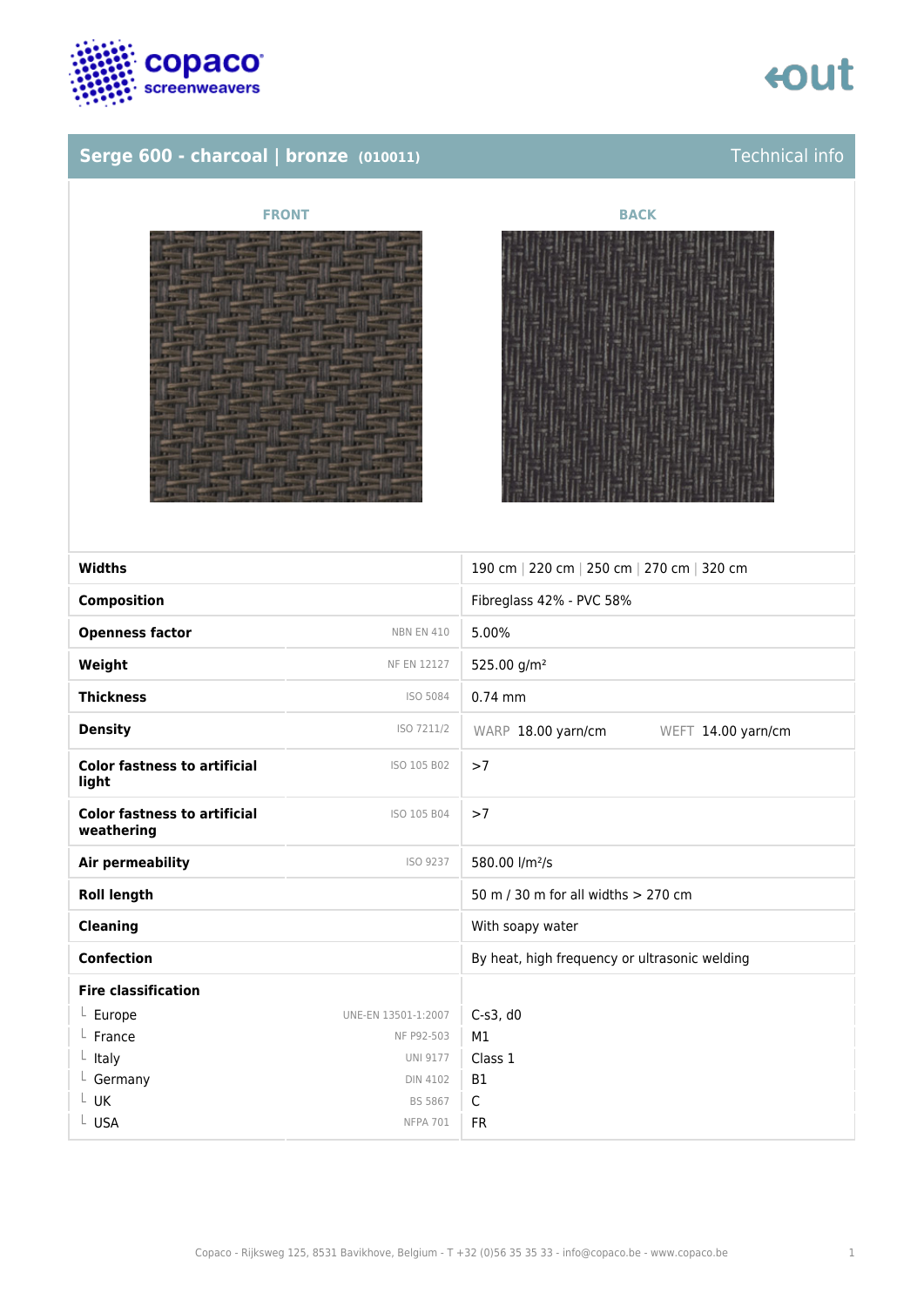## Serge 600 - charcoal | bronze (010011)

Technical info

FRONT

BACK

| | | |
|---|---|---|
| **Widths** | | 190 cm \| 220 cm \| 250 cm \| 270 cm \| 320 cm |
| **Composition** | | Fibreglass 42% - PVC 58% |
| **Openness factor** | NBN EN 410 | 5.00% |
| **Weight** | NF EN 12127 | 525.00 g/m² |
| **Thickness** | ISO 5084 | 0.74 mm |
| **Density** | ISO 7211/2 | WARP 18.00 yarn/cm WEFT 14.00 yarn/cm |
| **Color fastness to artificial light** | ISO 105 B02 | >7 |
| **Color fastness to artificial weathering** | ISO 105 B04 | >7 |
| **Air permeability** | ISO 9237 | 580.00 l/m²/s |
| **Roll length** | | 50 m / 30 m for all widths > 270 cm |
| **Cleaning** | | With soapy water |
| **Confection** | | By heat, high frequency or ultrasonic welding |
| **Fire classification** | | |
| └ Europe | UNE-EN 13501-1:2007 | C-s3, d0 |
| └ France | NF P92-503 | M1 |
| └ Italy | UNI 9177 | Class 1 |
| └ Germany | DIN 4102 | B1 |
| └ UK | BS 5867 | C |
| └ USA | NFPA 701 | FR |

Copaco - Rijksweg 125, 8531 Bavikhove, Belgium - T +32 (0)56 35 35 33 - info@copaco.be - www.copaco.be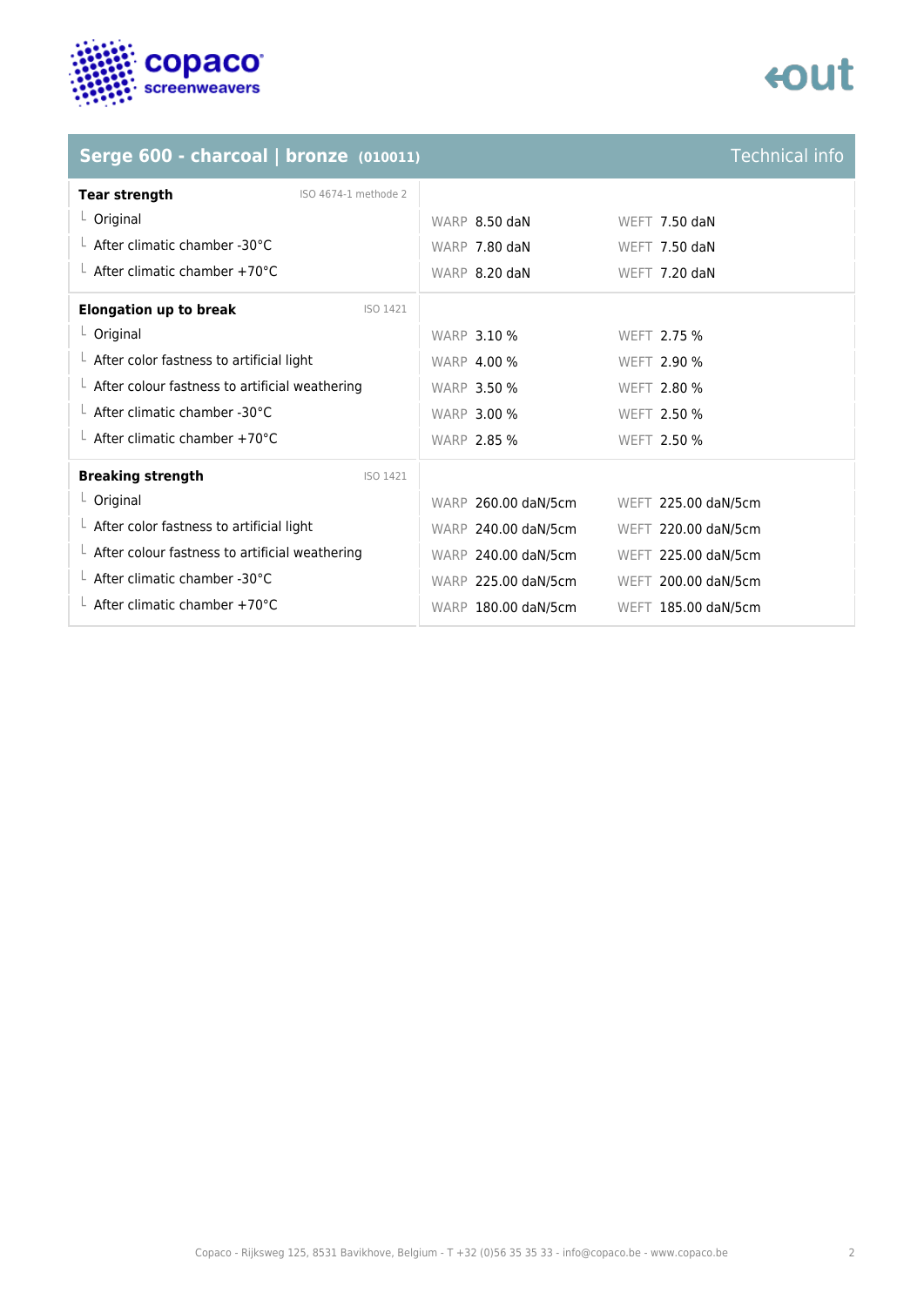## Serge 600 - charcoal | bronze (010011)

Technical info

| Tear strength (ISO 4674-1 methode 2) | WARP | WEFT |
|---|---|---|
| Original | 8.50 daN | 7.50 daN |
| After climatic chamber -30°C | 7.80 daN | 7.50 daN |
| After climatic chamber +70°C | 8.20 daN | 7.20 daN |

| Elongation up to break (ISO 1421) | WARP | WEFT |
|---|---|---|
| Original | 3.10 % | 2.75 % |
| After color fastness to artificial light | 4.00 % | 2.90 % |
| After colour fastness to artificial weathering | 3.50 % | 2.80 % |
| After climatic chamber -30°C | 3.00 % | 2.50 % |
| After climatic chamber +70°C | 2.85 % | 2.50 % |

| Breaking strength (ISO 1421) | WARP | WEFT |
|---|---|---|
| Original | 260.00 daN/5cm | 225.00 daN/5cm |
| After color fastness to artificial light | 240.00 daN/5cm | 220.00 daN/5cm |
| After colour fastness to artificial weathering | 240.00 daN/5cm | 225.00 daN/5cm |
| After climatic chamber -30°C | 225.00 daN/5cm | 200.00 daN/5cm |
| After climatic chamber +70°C | 180.00 daN/5cm | 185.00 daN/5cm |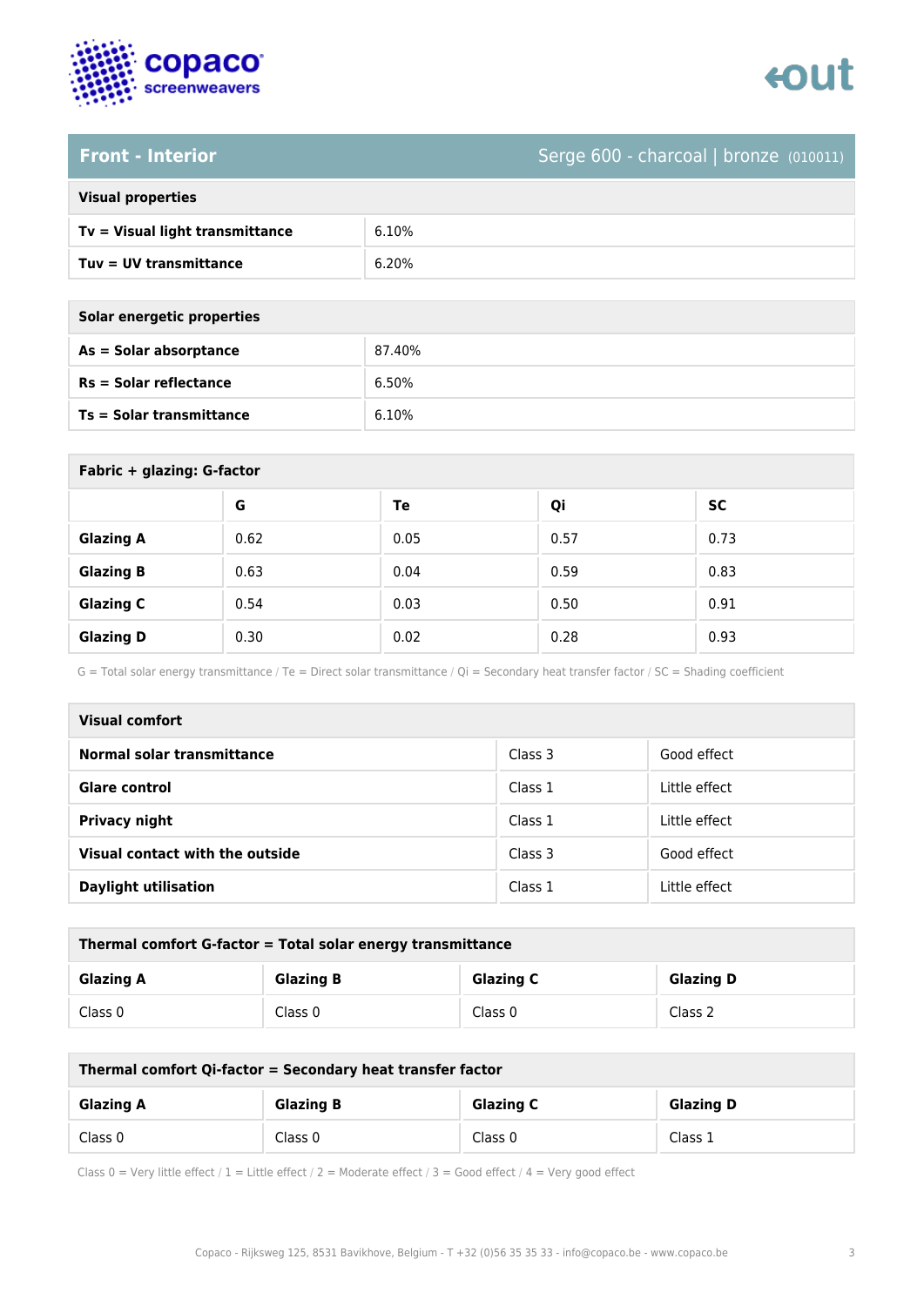## Front - Interior

Serge 600 - charcoal | bronze (010011)

| Visual properties | |
|---|---|
| **Tv = Visual light transmittance** | 6.10% |
| **Tuv = UV transmittance** | 6.20% |

| Solar energetic properties | |
|---|---|
| **As = Solar absorptance** | 87.40% |
| **Rs = Solar reflectance** | 6.50% |
| **Ts = Solar transmittance** | 6.10% |

**Fabric + glazing: G-factor**

| | G | Te | Qi | SC |
|---|---|---|---|---|
| **Glazing A** | 0.62 | 0.05 | 0.57 | 0.73 |
| **Glazing B** | 0.63 | 0.04 | 0.59 | 0.83 |
| **Glazing C** | 0.54 | 0.03 | 0.50 | 0.91 |
| **Glazing D** | 0.30 | 0.02 | 0.28 | 0.93 |

G = Total solar energy transmittance / Te = Direct solar transmittance / Qi = Secondary heat transfer factor / SC = Shading coefficient

| Visual comfort | | |
|---|---|---|
| **Normal solar transmittance** | Class 3 | Good effect |
| **Glare control** | Class 1 | Little effect |
| **Privacy night** | Class 1 | Little effect |
| **Visual contact with the outside** | Class 3 | Good effect |
| **Daylight utilisation** | Class 1 | Little effect |

**Thermal comfort G-factor = Total solar energy transmittance**

| Glazing A | Glazing B | Glazing C | Glazing D |
|---|---|---|---|
| Class 0 | Class 0 | Class 0 | Class 2 |

**Thermal comfort Qi-factor = Secondary heat transfer factor**

| Glazing A | Glazing B | Glazing C | Glazing D |
|---|---|---|---|
| Class 0 | Class 0 | Class 0 | Class 1 |

Class 0 = Very little effect / 1 = Little effect / 2 = Moderate effect / 3 = Good effect / 4 = Very good effect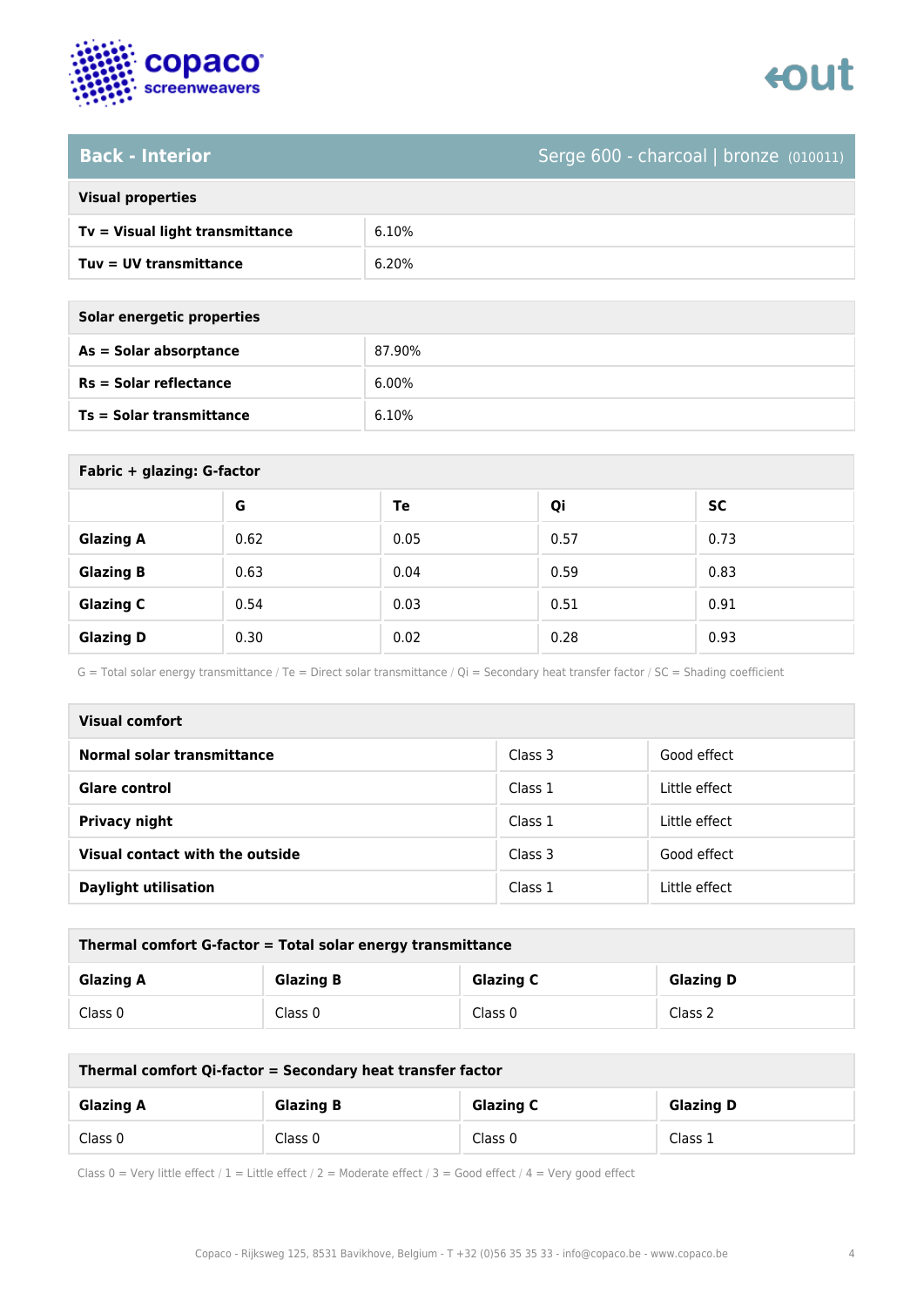## Back - Interior

Serge 600 - charcoal | bronze (010011)

| Visual properties | |
|---|---|
| **Tv = Visual light transmittance** | 6.10% |
| **Tuv = UV transmittance** | 6.20% |

| Solar energetic properties | |
|---|---|
| **As = Solar absorptance** | 87.90% |
| **Rs = Solar reflectance** | 6.00% |
| **Ts = Solar transmittance** | 6.10% |

**Fabric + glazing: G-factor**

| | G | Te | Qi | SC |
|---|---|---|---|---|
| **Glazing A** | 0.62 | 0.05 | 0.57 | 0.73 |
| **Glazing B** | 0.63 | 0.04 | 0.59 | 0.83 |
| **Glazing C** | 0.54 | 0.03 | 0.51 | 0.91 |
| **Glazing D** | 0.30 | 0.02 | 0.28 | 0.93 |

G = Total solar energy transmittance / Te = Direct solar transmittance / Qi = Secondary heat transfer factor / SC = Shading coefficient

| Visual comfort | | |
|---|---|---|
| **Normal solar transmittance** | Class 3 | Good effect |
| **Glare control** | Class 1 | Little effect |
| **Privacy night** | Class 1 | Little effect |
| **Visual contact with the outside** | Class 3 | Good effect |
| **Daylight utilisation** | Class 1 | Little effect |

**Thermal comfort G-factor = Total solar energy transmittance**

| Glazing A | Glazing B | Glazing C | Glazing D |
|---|---|---|---|
| Class 0 | Class 0 | Class 0 | Class 2 |

**Thermal comfort Qi-factor = Secondary heat transfer factor**

| Glazing A | Glazing B | Glazing C | Glazing D |
|---|---|---|---|
| Class 0 | Class 0 | Class 0 | Class 1 |

Class 0 = Very little effect / 1 = Little effect / 2 = Moderate effect / 3 = Good effect / 4 = Very good effect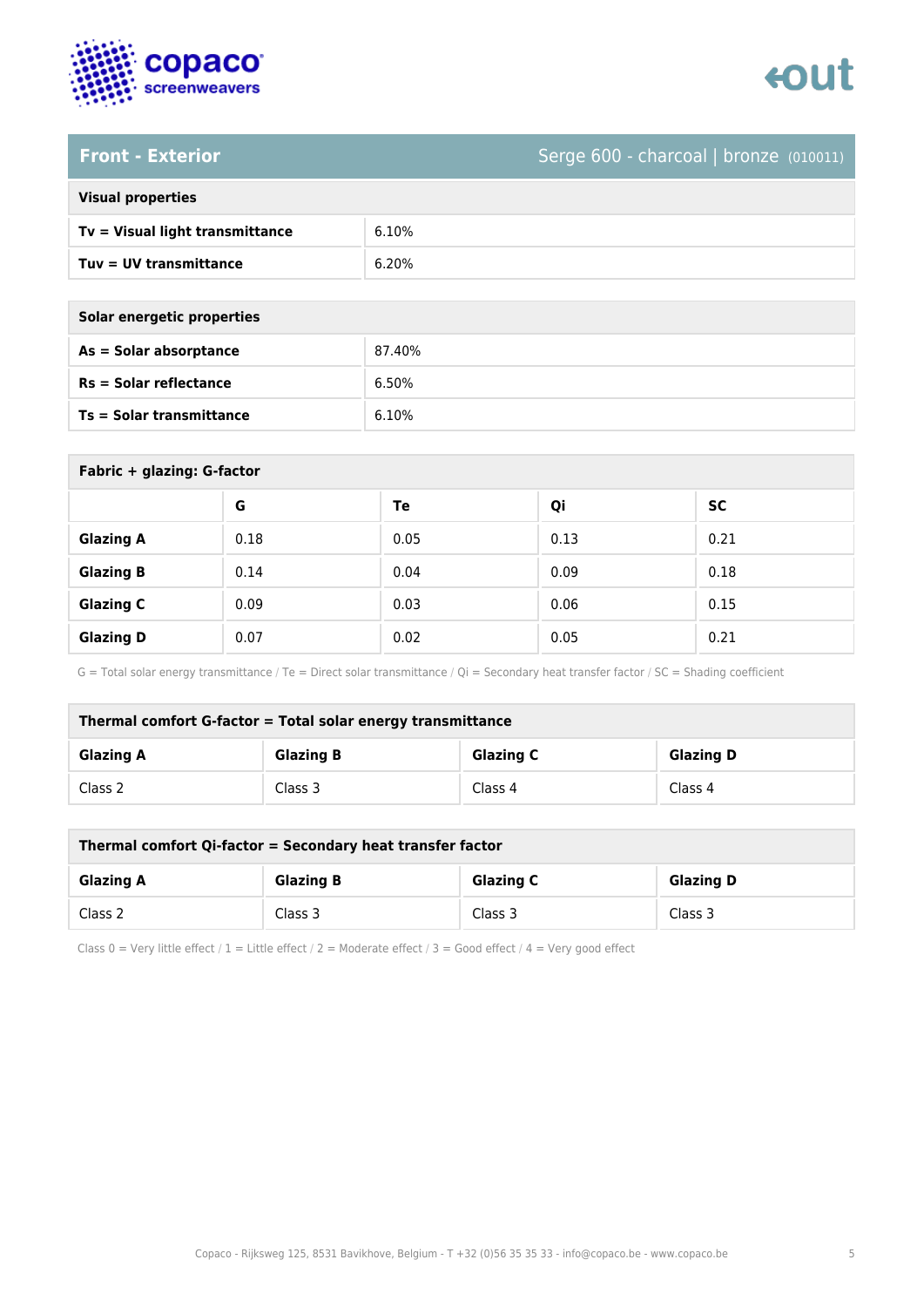## Front - Exterior

Serge 600 - charcoal | bronze (010011)

| Visual properties | |
|---|---|
| **Tv = Visual light transmittance** | 6.10% |
| **Tuv = UV transmittance** | 6.20% |

| Solar energetic properties | |
|---|---|
| **As = Solar absorptance** | 87.40% |
| **Rs = Solar reflectance** | 6.50% |
| **Ts = Solar transmittance** | 6.10% |

**Fabric + glazing: G-factor**

| | G | Te | Qi | SC |
|---|---|---|---|---|
| **Glazing A** | 0.18 | 0.05 | 0.13 | 0.21 |
| **Glazing B** | 0.14 | 0.04 | 0.09 | 0.18 |
| **Glazing C** | 0.09 | 0.03 | 0.06 | 0.15 |
| **Glazing D** | 0.07 | 0.02 | 0.05 | 0.21 |

G = Total solar energy transmittance / Te = Direct solar transmittance / Qi = Secondary heat transfer factor / SC = Shading coefficient

**Thermal comfort G-factor = Total solar energy transmittance**

| Glazing A | Glazing B | Glazing C | Glazing D |
|---|---|---|---|
| Class 2 | Class 3 | Class 4 | Class 4 |

**Thermal comfort Qi-factor = Secondary heat transfer factor**

| Glazing A | Glazing B | Glazing C | Glazing D |
|---|---|---|---|
| Class 2 | Class 3 | Class 3 | Class 3 |

Class 0 = Very little effect / 1 = Little effect / 2 = Moderate effect / 3 = Good effect / 4 = Very good effect

Copaco - Rijksweg 125, 8531 Bavikhove, Belgium - T +32 (0)56 35 35 33 - info@copaco.be - www.copaco.be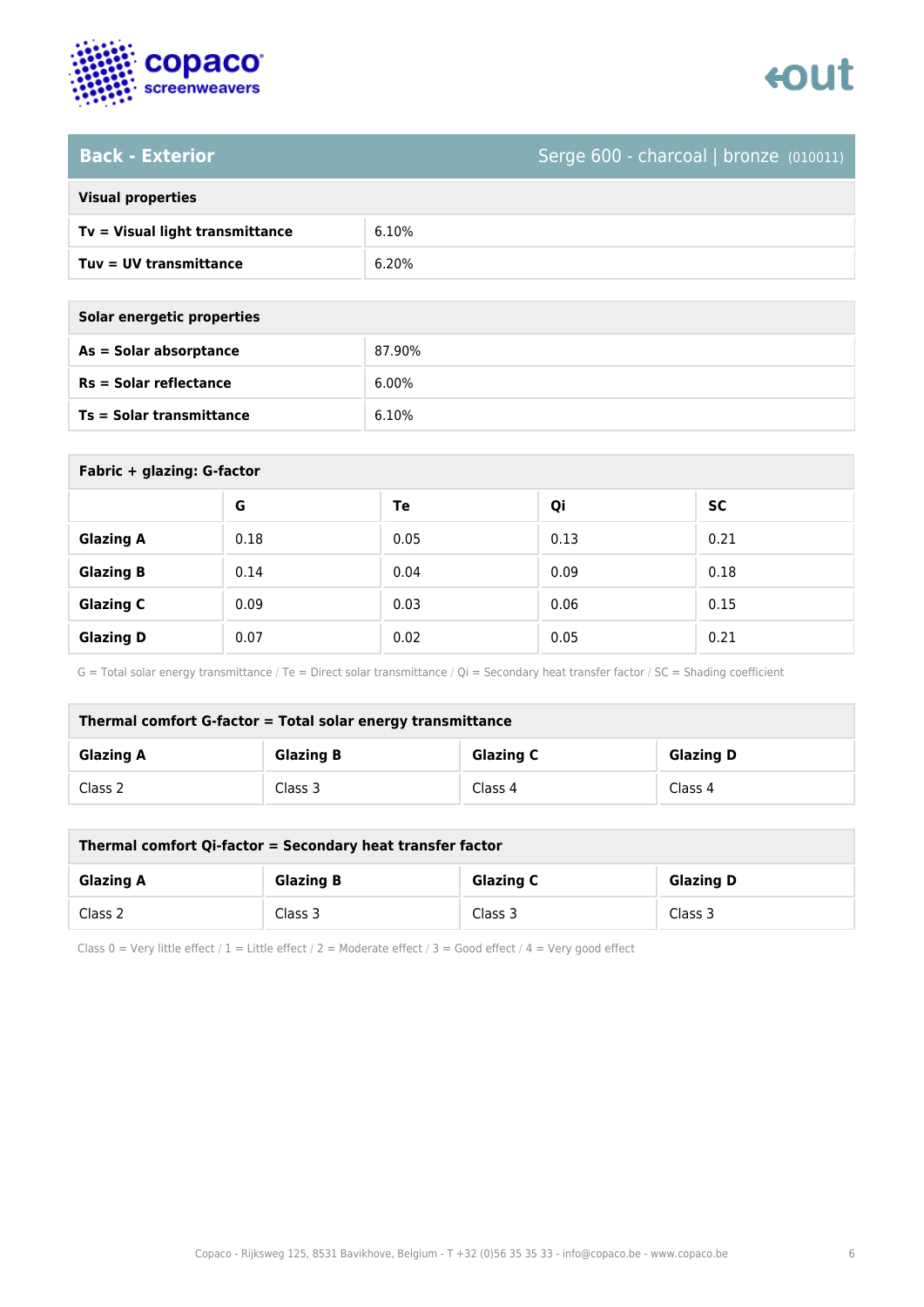## Back - Exterior

Serge 600 - charcoal | bronze (010011)

| Visual properties | |
|---|---|
| **Tv = Visual light transmittance** | 6.10% |
| **Tuv = UV transmittance** | 6.20% |

| Solar energetic properties | |
|---|---|
| **As = Solar absorptance** | 87.90% |
| **Rs = Solar reflectance** | 6.00% |
| **Ts = Solar transmittance** | 6.10% |

**Fabric + glazing: G-factor**

| | G | Te | Qi | SC |
|---|---|---|---|---|
| **Glazing A** | 0.18 | 0.05 | 0.13 | 0.21 |
| **Glazing B** | 0.14 | 0.04 | 0.09 | 0.18 |
| **Glazing C** | 0.09 | 0.03 | 0.06 | 0.15 |
| **Glazing D** | 0.07 | 0.02 | 0.05 | 0.21 |

G = Total solar energy transmittance / Te = Direct solar transmittance / Qi = Secondary heat transfer factor / SC = Shading coefficient

**Thermal comfort G-factor = Total solar energy transmittance**

| Glazing A | Glazing B | Glazing C | Glazing D |
|---|---|---|---|
| Class 2 | Class 3 | Class 4 | Class 4 |

**Thermal comfort Qi-factor = Secondary heat transfer factor**

| Glazing A | Glazing B | Glazing C | Glazing D |
|---|---|---|---|
| Class 2 | Class 3 | Class 3 | Class 3 |

Class 0 = Very little effect / 1 = Little effect / 2 = Moderate effect / 3 = Good effect / 4 = Very good effect